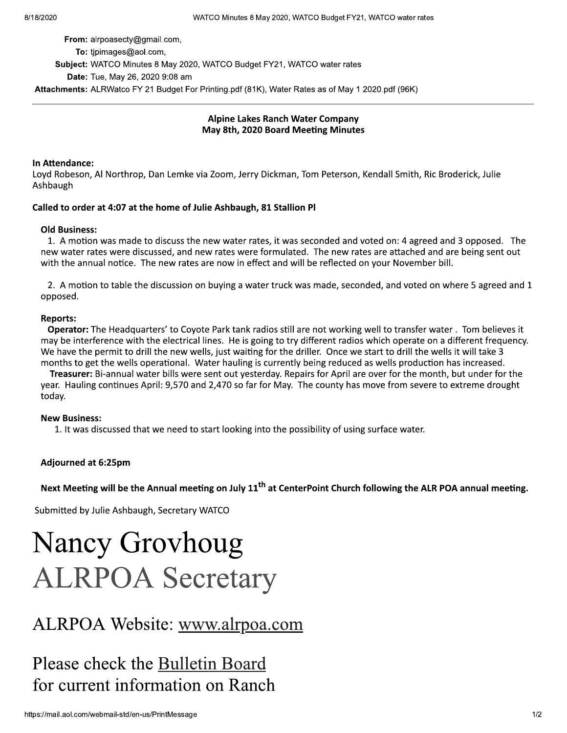**From:** alrpoasecty@gmail.com,

**To:** tjpimages@aol.com,

**Subject:** WATCO Minutes 8 May 2020, WATCO Budget FY21, WATCO water rates

**Date:** Tue, May 26, 2020 9:08 am

**Attachments:** ALRWatco FY 21 Budget For Printing.pdf (81K), Water Rates as of May 1 2020.pdf (96K)

---

**Alpine Lakes Ranch Water Company**
**May 8th, 2020 Board Meeting Minutes**

**In Attendance:**
Loyd Robeson, Al Northrop, Dan Lemke via Zoom, Jerry Dickman, Tom Peterson, Kendall Smith, Ric Broderick, Julie Ashbaugh

**Called to order at 4:07 at the home of Julie Ashbaugh, 81 Stallion Pl**

**Old Business:**

1. A motion was made to discuss the new water rates, it was seconded and voted on: 4 agreed and 3 opposed. The new water rates were discussed, and new rates were formulated. The new rates are attached and are being sent out with the annual notice. The new rates are now in effect and will be reflected on your November bill.

2. A motion to table the discussion on buying a water truck was made, seconded, and voted on where 5 agreed and 1 opposed.

**Reports:**

**Operator:** The Headquarters' to Coyote Park tank radios still are not working well to transfer water . Tom believes it may be interference with the electrical lines. He is going to try different radios which operate on a different frequency. We have the permit to drill the new wells, just waiting for the driller. Once we start to drill the wells it will take 3 months to get the wells operational. Water hauling is currently being reduced as wells production has increased.

**Treasurer:** Bi-annual water bills were sent out yesterday. Repairs for April are over for the month, but under for the year. Hauling continues April: 9,570 and 2,470 so far for May. The county has move from severe to extreme drought today.

**New Business:**

1. It was discussed that we need to start looking into the possibility of using surface water.

**Adjourned at 6:25pm**

**Next Meeting will be the Annual meeting on July 11th at CenterPoint Church following the ALR POA annual meeting.**

Submitted by Julie Ashbaugh, Secretary WATCO

# Nancy Grovhoug
# ALRPOA Secretary

## ALRPOA Website: www.alrpoa.com

## Please check the Bulletin Board for current information on Ranch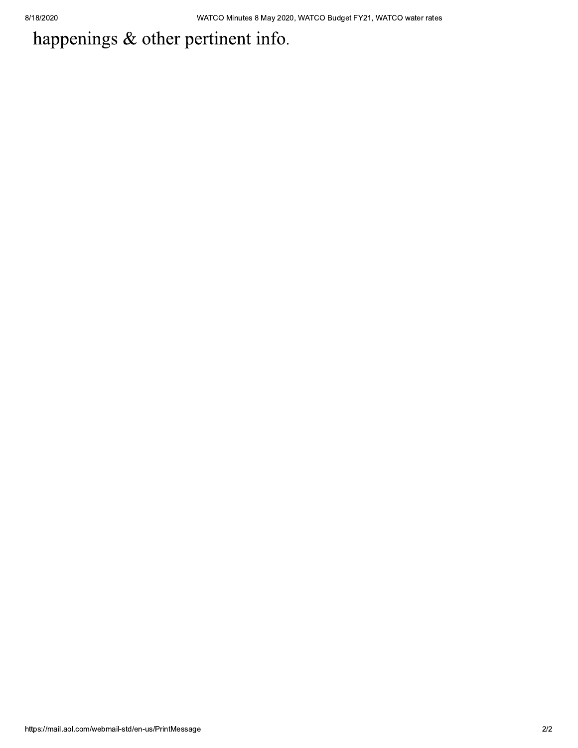happenings & other pertinent info.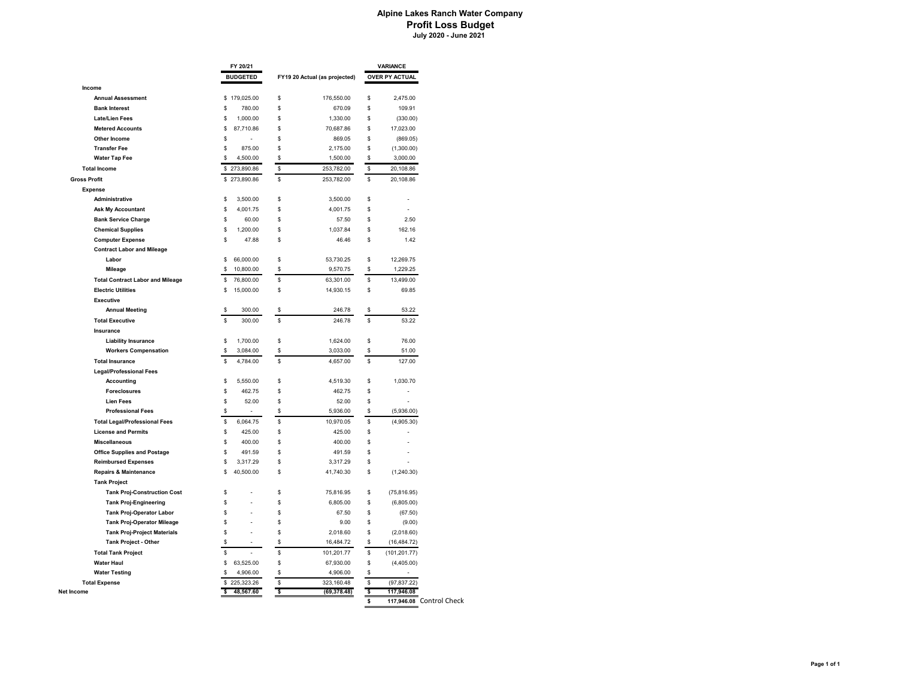# Alpine Lakes Ranch Water Company
## Profit Loss Budget
### July 2020 - June 2021

| | FY 20/21 BUDGETED | FY19 20 Actual (as projected) | VARIANCE OVER PY ACTUAL |
|---|---|---|---|
| **Income** | | | |
| **Annual Assessment** | $ 179,025.00 | $ 176,550.00 | $ 2,475.00 |
| **Bank Interest** | $ 780.00 | $ 670.09 | $ 109.91 |
| **Late/Lien Fees** | $ 1,000.00 | $ 1,330.00 | $ (330.00) |
| **Metered Accounts** | $ 87,710.86 | $ 70,687.86 | $ 17,023.00 |
| **Other Income** | $ - | $ 869.05 | $ (869.05) |
| **Transfer Fee** | $ 875.00 | $ 2,175.00 | $ (1,300.00) |
| **Water Tap Fee** | $ 4,500.00 | $ 1,500.00 | $ 3,000.00 |
| **Total Income** | $ 273,890.86 | $ 253,782.00 | $ 20,108.86 |
| **Gross Profit** | $ 273,890.86 | $ 253,782.00 | $ 20,108.86 |
| **Expense** | | | |
| **Administrative** | $ 3,500.00 | $ 3,500.00 | $ - |
| **Ask My Accountant** | $ 4,001.75 | $ 4,001.75 | $ - |
| **Bank Service Charge** | $ 60.00 | $ 57.50 | $ 2.50 |
| **Chemical Supplies** | $ 1,200.00 | $ 1,037.84 | $ 162.16 |
| **Computer Expense** | $ 47.88 | $ 46.46 | $ 1.42 |
| **Contract Labor and Mileage** | | | |
| **Labor** | $ 66,000.00 | $ 53,730.25 | $ 12,269.75 |
| **Mileage** | $ 10,800.00 | $ 9,570.75 | $ 1,229.25 |
| **Total Contract Labor and Mileage** | $ 76,800.00 | $ 63,301.00 | $ 13,499.00 |
| **Electric Utilities** | $ 15,000.00 | $ 14,930.15 | $ 69.85 |
| **Executive** | | | |
| **Annual Meeting** | $ 300.00 | $ 246.78 | $ 53.22 |
| **Total Executive** | $ 300.00 | $ 246.78 | $ 53.22 |
| **Insurance** | | | |
| **Liability Insurance** | $ 1,700.00 | $ 1,624.00 | $ 76.00 |
| **Workers Compensation** | $ 3,084.00 | $ 3,033.00 | $ 51.00 |
| **Total Insurance** | $ 4,784.00 | $ 4,657.00 | $ 127.00 |
| **Legal/Professional Fees** | | | |
| **Accounting** | $ 5,550.00 | $ 4,519.30 | $ 1,030.70 |
| **Foreclosures** | $ 462.75 | $ 462.75 | $ - |
| **Lien Fees** | $ 52.00 | $ 52.00 | $ - |
| **Professional Fees** | $ - | $ 5,936.00 | $ (5,936.00) |
| **Total Legal/Professional Fees** | $ 6,064.75 | $ 10,970.05 | $ (4,905.30) |
| **License and Permits** | $ 425.00 | $ 425.00 | $ - |
| **Miscellaneous** | $ 400.00 | $ 400.00 | $ - |
| **Office Supplies and Postage** | $ 491.59 | $ 491.59 | $ - |
| **Reimbursed Expenses** | $ 3,317.29 | $ 3,317.29 | $ - |
| **Repairs & Maintenance** | $ 40,500.00 | $ 41,740.30 | $ (1,240.30) |
| **Tank Project** | | | |
| **Tank Proj-Construction Cost** | $ - | $ 75,816.95 | $ (75,816.95) |
| **Tank Proj-Engineering** | $ - | $ 6,805.00 | $ (6,805.00) |
| **Tank Proj-Operator Labor** | $ - | $ 67.50 | $ (67.50) |
| **Tank Proj-Operator Mileage** | $ - | $ 9.00 | $ (9.00) |
| **Tank Proj-Project Materials** | $ - | $ 2,018.60 | $ (2,018.60) |
| **Tank Project - Other** | $ - | $ 16,484.72 | $ (16,484.72) |
| **Total Tank Project** | $ - | $ 101,201.77 | $ (101,201.77) |
| **Water Haul** | $ 63,525.00 | $ 67,930.00 | $ (4,405.00) |
| **Water Testing** | $ 4,906.00 | $ 4,906.00 | $ - |
| **Total Expense** | $ 225,323.26 | $ 323,160.48 | $ (97,837.22) |
| **Net Income** | **$ 48,567.60** | **$ (69,378.48)** | **$ 117,946.08** |
| | | | **$ 117,946.08** Control Check |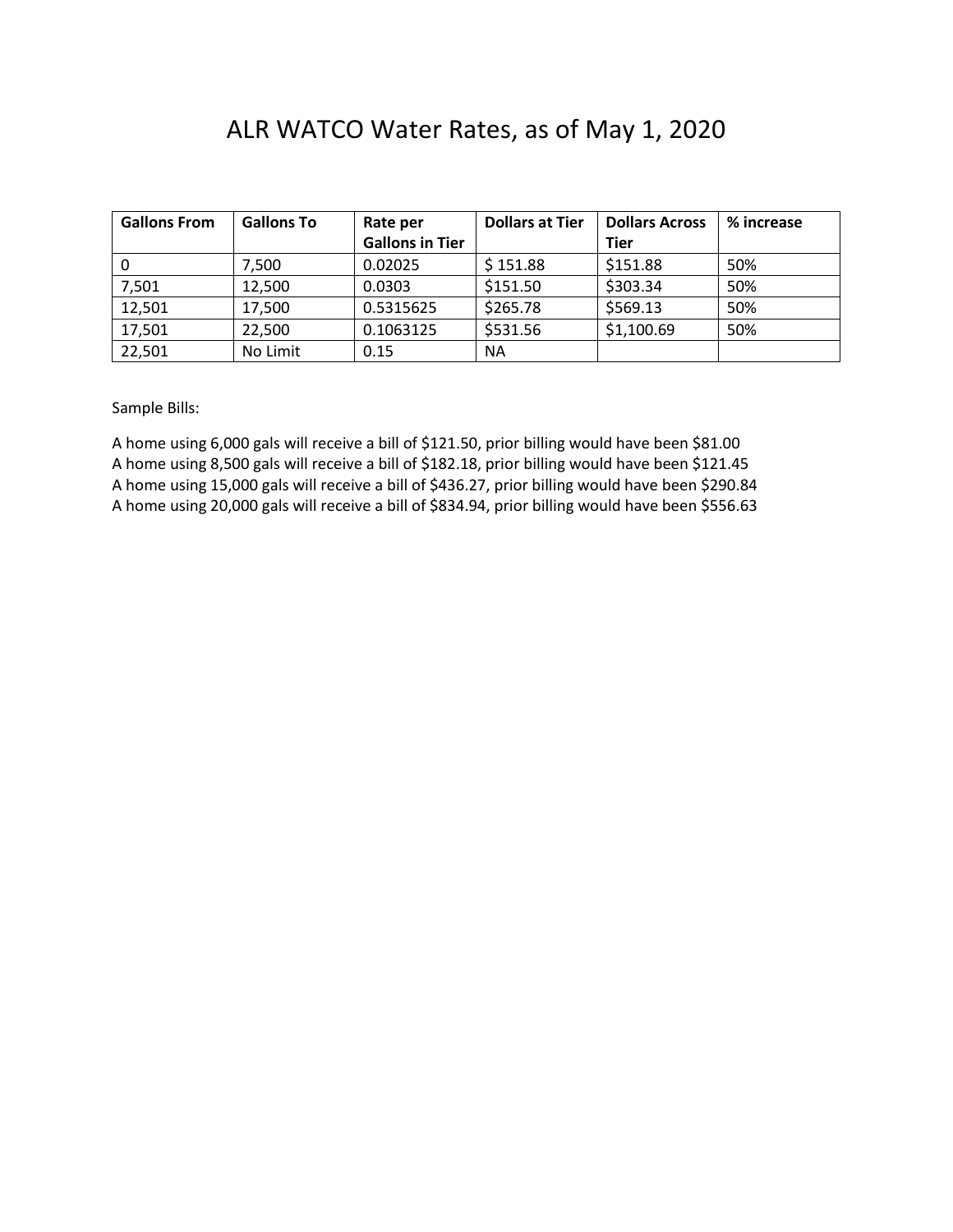# ALR WATCO Water Rates, as of May 1, 2020

| Gallons From | Gallons To | Rate per Gallons in Tier | Dollars at Tier | Dollars Across Tier | % increase |
|---|---|---|---|---|---|
| 0 | 7,500 | 0.02025 | $ 151.88 | $151.88 | 50% |
| 7,501 | 12,500 | 0.0303 | $151.50 | $303.34 | 50% |
| 12,501 | 17,500 | 0.5315625 | $265.78 | $569.13 | 50% |
| 17,501 | 22,500 | 0.1063125 | $531.56 | $1,100.69 | 50% |
| 22,501 | No Limit | 0.15 | NA | | |

Sample Bills:

A home using 6,000 gals will receive a bill of $121.50, prior billing would have been $81.00
A home using 8,500 gals will receive a bill of $182.18, prior billing would have been $121.45
A home using 15,000 gals will receive a bill of $436.27, prior billing would have been $290.84
A home using 20,000 gals will receive a bill of $834.94, prior billing would have been $556.63